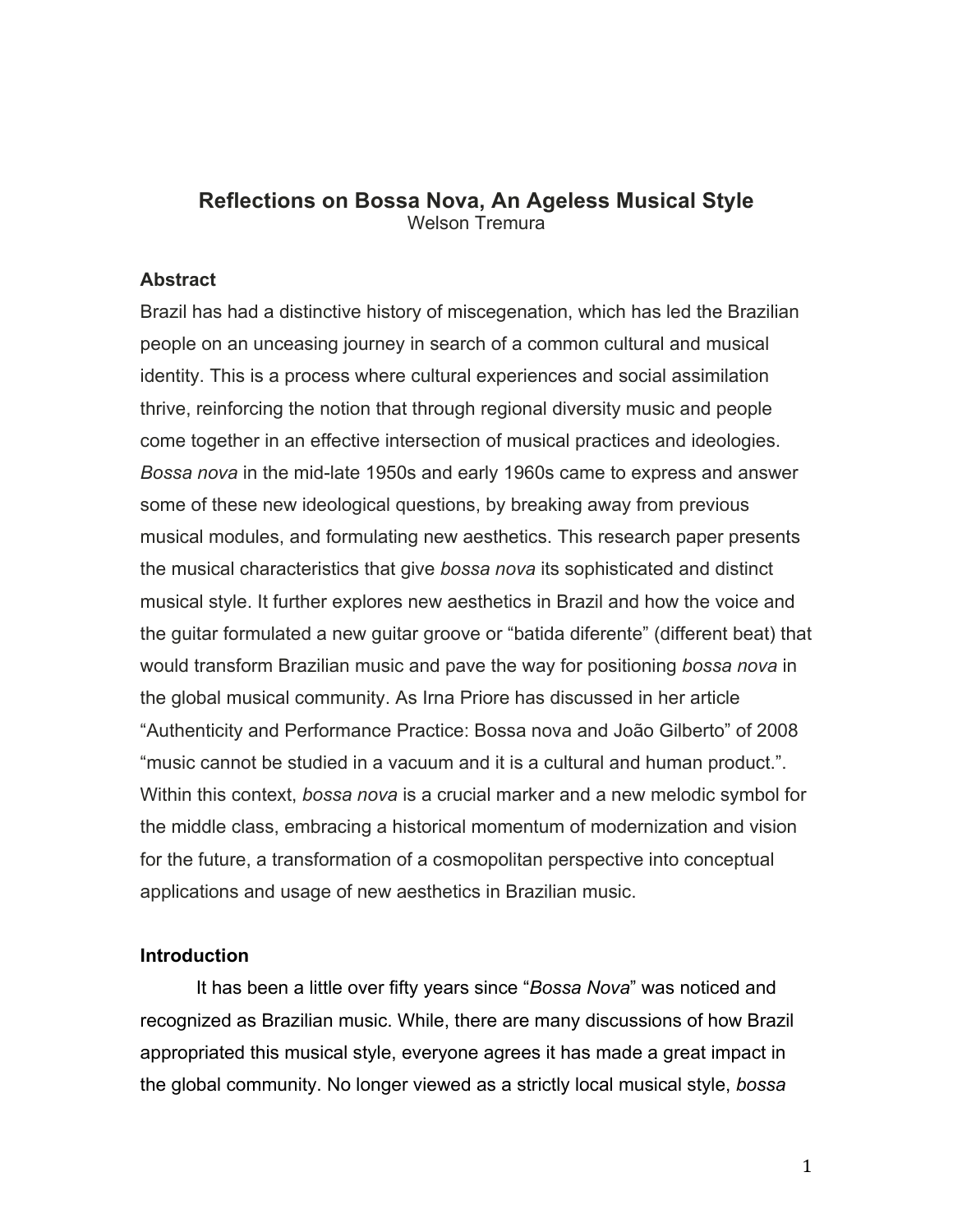# Reflections on Bossa Nova, An Ageless Musical Style

Welson Tremura

## Abstract

Brazil has had a distinctive history of miscegenation, which has led the Brazilian people on an unceasing journey in search of a common cultural and musical identity. This is a process where cultural experiences and social assimilation thrive, reinforcing the notion that through regional diversity music and people come together in an effective intersection of musical practices and ideologies. *Bossa nova* in the mid-late 1950s and early 1960s came to express and answer some of these new ideological questions, by breaking away from previous musical modules, and formulating new aesthetics. This research paper presents the musical characteristics that give *bossa nova* its sophisticated and distinct musical style. It further explores new aesthetics in Brazil and how the voice and the guitar formulated a new guitar groove or "batida diferente" (different beat) that would transform Brazilian music and pave the way for positioning *bossa nova* in the global musical community. As Irna Priore has discussed in her article "Authenticity and Performance Practice: Bossa nova and João Gilberto" of 2008 "music cannot be studied in a vacuum and it is a cultural and human product.". Within this context, *bossa nova* is a crucial marker and a new melodic symbol for the middle class, embracing a historical momentum of modernization and vision for the future, a transformation of a cosmopolitan perspective into conceptual applications and usage of new aesthetics in Brazilian music.

## Introduction

It has been a little over fifty years since "*Bossa Nova*" was noticed and recognized as Brazilian music. While, there are many discussions of how Brazil appropriated this musical style, everyone agrees it has made a great impact in the global community. No longer viewed as a strictly local musical style, *bossa*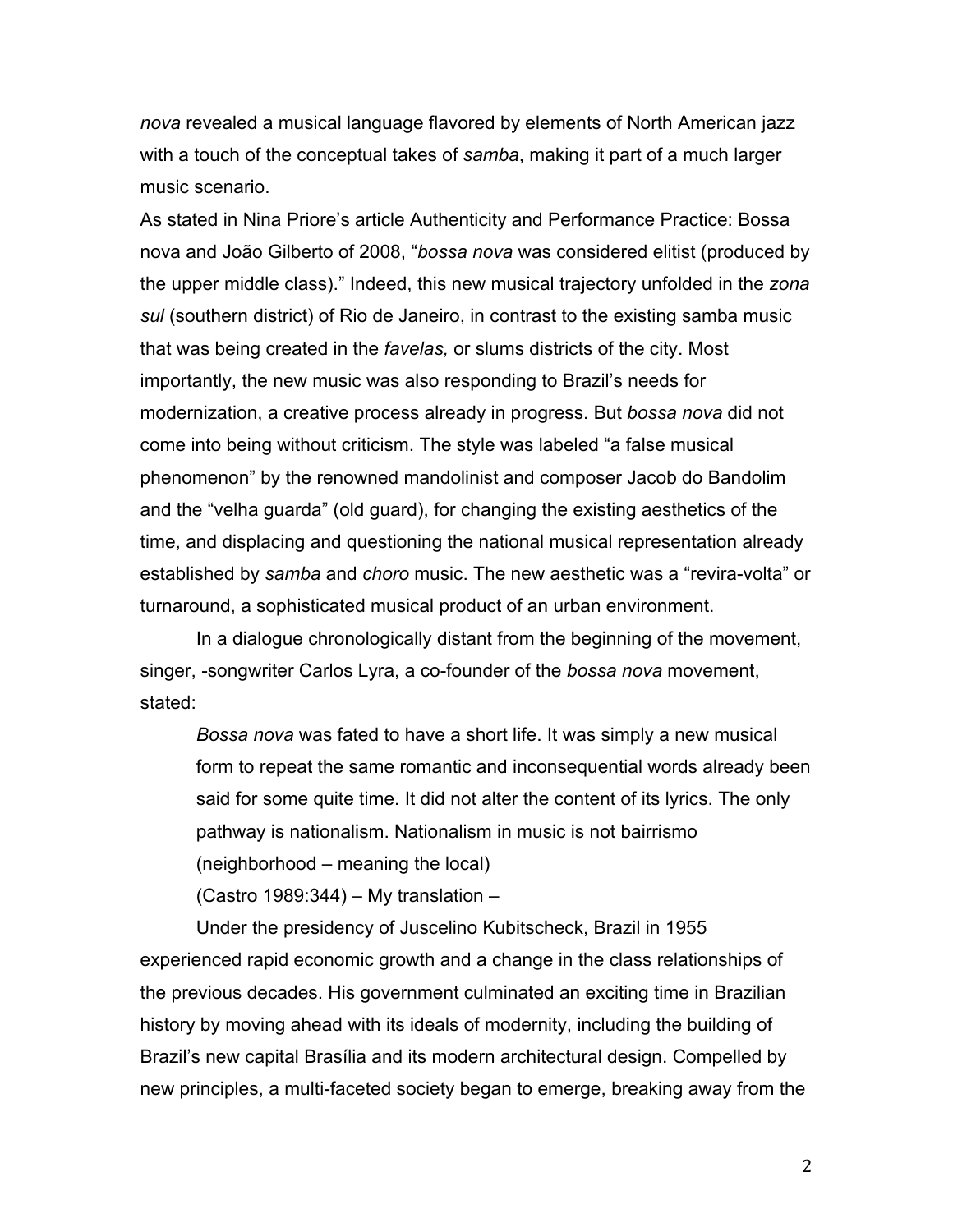*nova* revealed a musical language flavored by elements of North American jazz with a touch of the conceptual takes of *samba*, making it part of a much larger music scenario.

As stated in Nina Priore's article Authenticity and Performance Practice: Bossa nova and João Gilberto of 2008, "*bossa nova* was considered elitist (produced by the upper middle class)." Indeed, this new musical trajectory unfolded in the *zona sul* (southern district) of Rio de Janeiro, in contrast to the existing samba music that was being created in the *favelas,* or slums districts of the city. Most importantly, the new music was also responding to Brazil's needs for modernization, a creative process already in progress. But *bossa nova* did not come into being without criticism. The style was labeled "a false musical phenomenon" by the renowned mandolinist and composer Jacob do Bandolim and the "velha guarda" (old guard), for changing the existing aesthetics of the time, and displacing and questioning the national musical representation already established by *samba* and *choro* music. The new aesthetic was a "revira-volta" or turnaround, a sophisticated musical product of an urban environment.

In a dialogue chronologically distant from the beginning of the movement, singer, -songwriter Carlos Lyra, a co-founder of the *bossa nova* movement, stated:

> *Bossa nova* was fated to have a short life. It was simply a new musical form to repeat the same romantic and inconsequential words already been said for some quite time. It did not alter the content of its lyrics. The only pathway is nationalism. Nationalism in music is not bairrismo (neighborhood – meaning the local)
>
> (Castro 1989:344) – My translation –

Under the presidency of Juscelino Kubitscheck, Brazil in 1955 experienced rapid economic growth and a change in the class relationships of the previous decades. His government culminated an exciting time in Brazilian history by moving ahead with its ideals of modernity, including the building of Brazil's new capital Brasília and its modern architectural design. Compelled by new principles, a multi-faceted society began to emerge, breaking away from the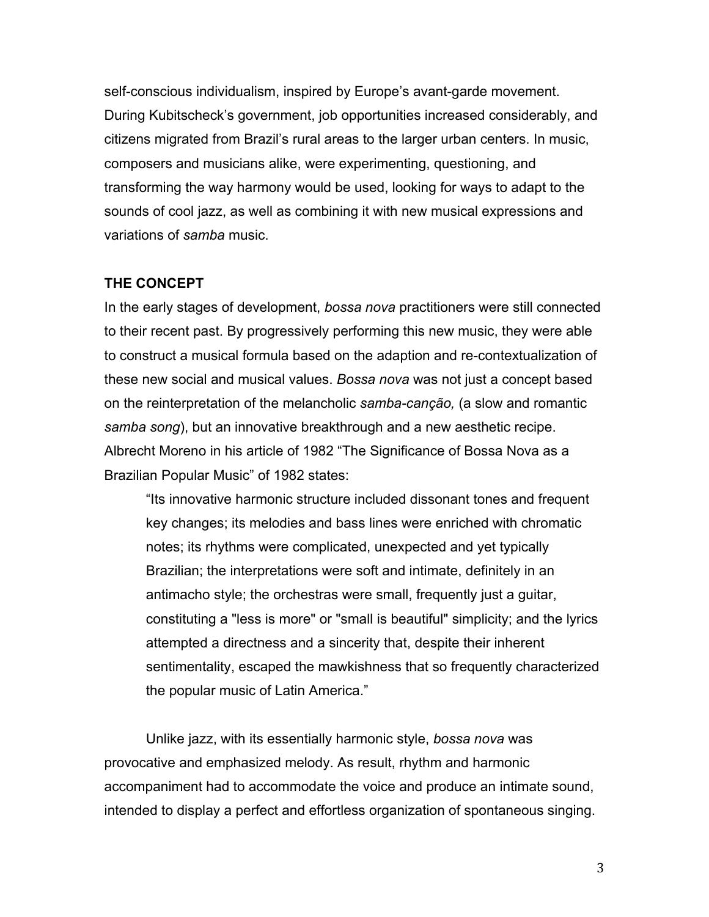self-conscious individualism, inspired by Europe's avant-garde movement. During Kubitscheck's government, job opportunities increased considerably, and citizens migrated from Brazil's rural areas to the larger urban centers. In music, composers and musicians alike, were experimenting, questioning, and transforming the way harmony would be used, looking for ways to adapt to the sounds of cool jazz, as well as combining it with new musical expressions and variations of *samba* music.

## THE CONCEPT

In the early stages of development, *bossa nova* practitioners were still connected to their recent past. By progressively performing this new music, they were able to construct a musical formula based on the adaption and re-contextualization of these new social and musical values. *Bossa nova* was not just a concept based on the reinterpretation of the melancholic *samba-canção,* (a slow and romantic *samba song*), but an innovative breakthrough and a new aesthetic recipe. Albrecht Moreno in his article of 1982 "The Significance of Bossa Nova as a Brazilian Popular Music" of 1982 states:

> "Its innovative harmonic structure included dissonant tones and frequent key changes; its melodies and bass lines were enriched with chromatic notes; its rhythms were complicated, unexpected and yet typically Brazilian; the interpretations were soft and intimate, definitely in an antimacho style; the orchestras were small, frequently just a guitar, constituting a "less is more" or "small is beautiful" simplicity; and the lyrics attempted a directness and a sincerity that, despite their inherent sentimentality, escaped the mawkishness that so frequently characterized the popular music of Latin America."

Unlike jazz, with its essentially harmonic style, *bossa nova* was provocative and emphasized melody. As result, rhythm and harmonic accompaniment had to accommodate the voice and produce an intimate sound, intended to display a perfect and effortless organization of spontaneous singing.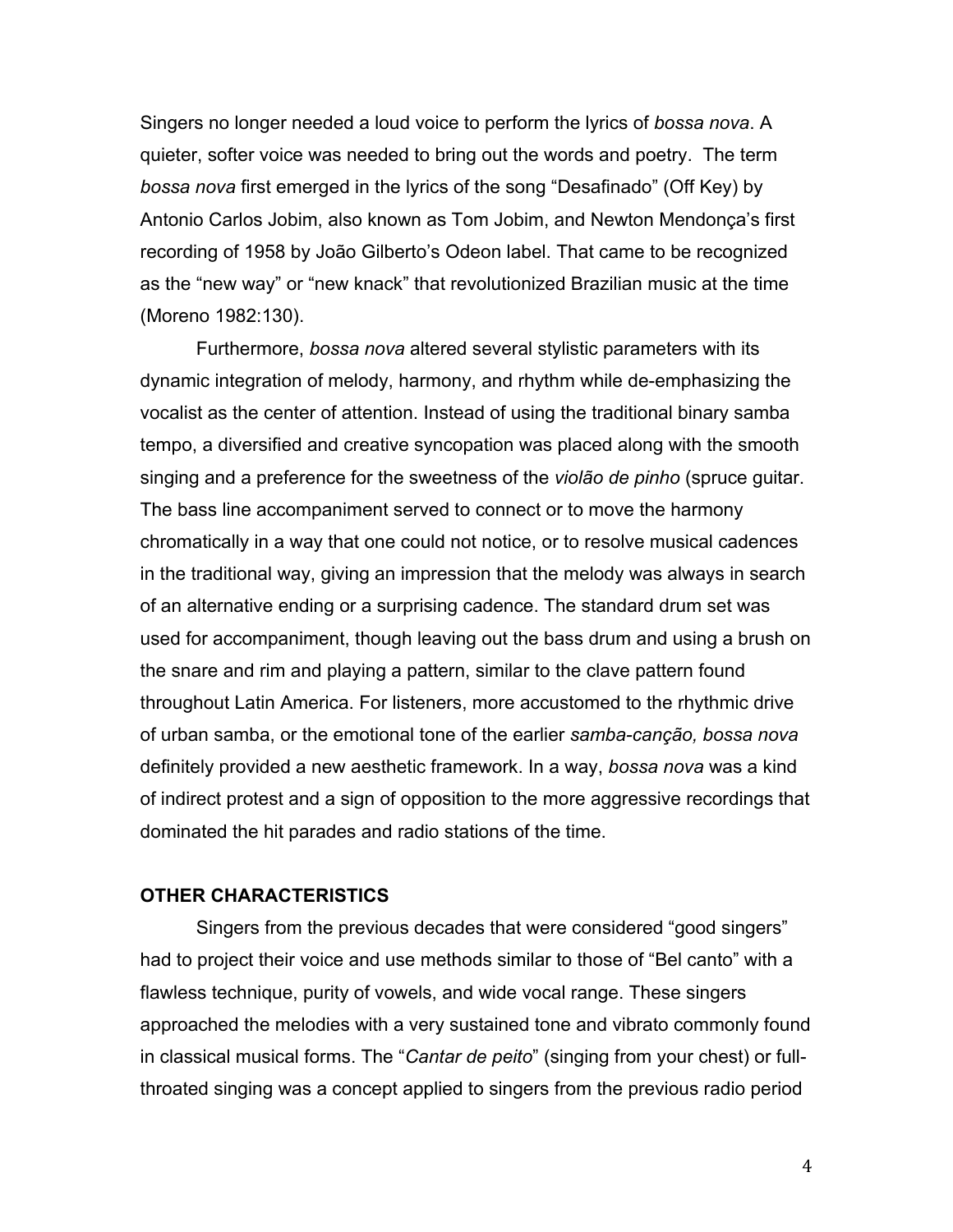Singers no longer needed a loud voice to perform the lyrics of *bossa nova*. A quieter, softer voice was needed to bring out the words and poetry. The term *bossa nova* first emerged in the lyrics of the song "Desafinado" (Off Key) by Antonio Carlos Jobim, also known as Tom Jobim, and Newton Mendonça's first recording of 1958 by João Gilberto's Odeon label. That came to be recognized as the "new way" or "new knack" that revolutionized Brazilian music at the time (Moreno 1982:130).

Furthermore, *bossa nova* altered several stylistic parameters with its dynamic integration of melody, harmony, and rhythm while de-emphasizing the vocalist as the center of attention. Instead of using the traditional binary samba tempo, a diversified and creative syncopation was placed along with the smooth singing and a preference for the sweetness of the *violão de pinho* (spruce guitar. The bass line accompaniment served to connect or to move the harmony chromatically in a way that one could not notice, or to resolve musical cadences in the traditional way, giving an impression that the melody was always in search of an alternative ending or a surprising cadence. The standard drum set was used for accompaniment, though leaving out the bass drum and using a brush on the snare and rim and playing a pattern, similar to the clave pattern found throughout Latin America. For listeners, more accustomed to the rhythmic drive of urban samba, or the emotional tone of the earlier *samba-canção, bossa nova* definitely provided a new aesthetic framework. In a way, *bossa nova* was a kind of indirect protest and a sign of opposition to the more aggressive recordings that dominated the hit parades and radio stations of the time.

## OTHER CHARACTERISTICS

Singers from the previous decades that were considered "good singers" had to project their voice and use methods similar to those of "Bel canto" with a flawless technique, purity of vowels, and wide vocal range. These singers approached the melodies with a very sustained tone and vibrato commonly found in classical musical forms. The "*Cantar de peito*" (singing from your chest) or full-throated singing was a concept applied to singers from the previous radio period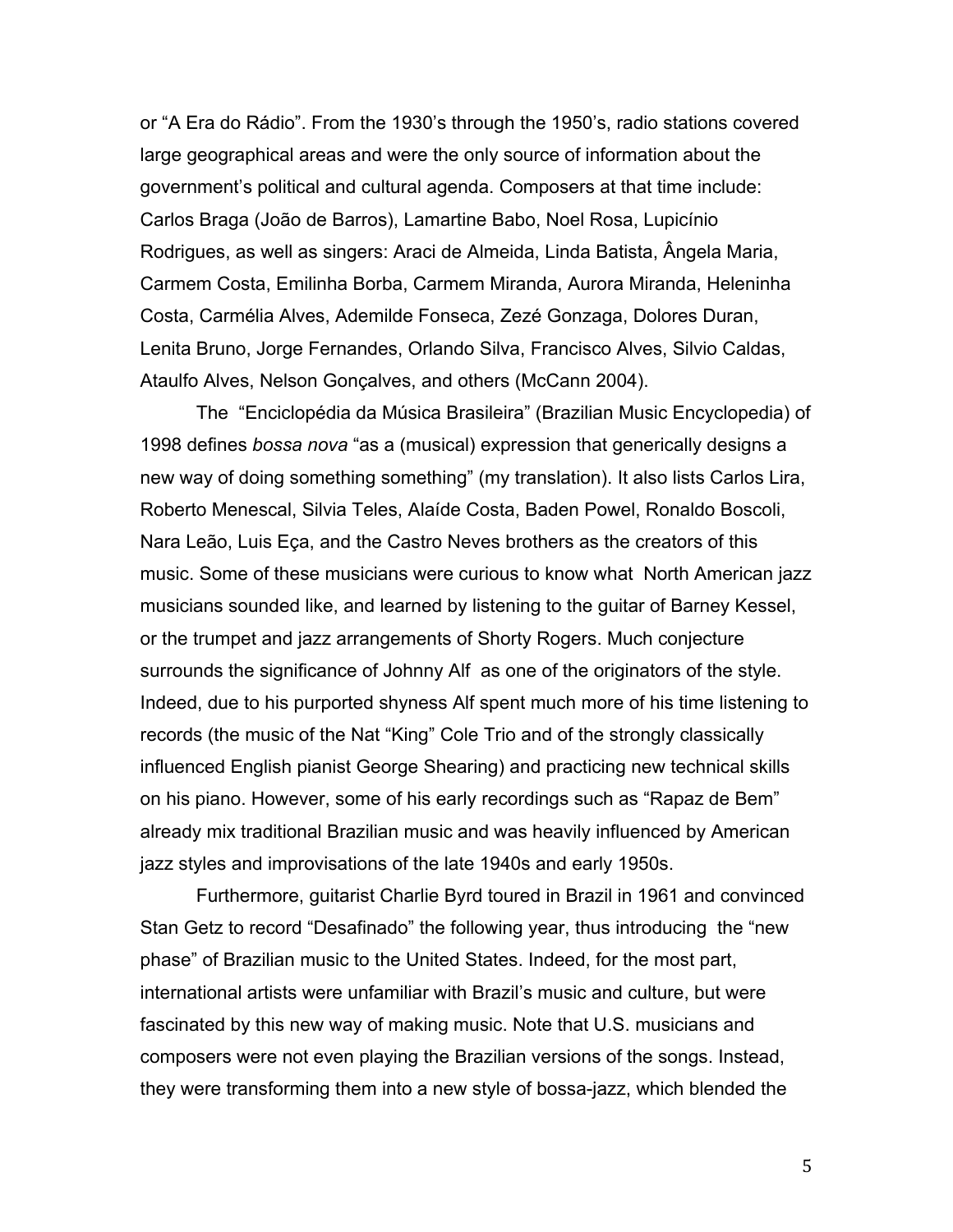or "A Era do Rádio". From the 1930's through the 1950's, radio stations covered large geographical areas and were the only source of information about the government's political and cultural agenda. Composers at that time include: Carlos Braga (João de Barros), Lamartine Babo, Noel Rosa, Lupicínio Rodrigues, as well as singers: Araci de Almeida, Linda Batista, Ângela Maria, Carmem Costa, Emilinha Borba, Carmem Miranda, Aurora Miranda, Heleninha Costa, Carmélia Alves, Ademilde Fonseca, Zezé Gonzaga, Dolores Duran, Lenita Bruno, Jorge Fernandes, Orlando Silva, Francisco Alves, Silvio Caldas, Ataulfo Alves, Nelson Gonçalves, and others (McCann 2004).

The "Enciclopédia da Música Brasileira" (Brazilian Music Encyclopedia) of 1998 defines *bossa nova* "as a (musical) expression that generically designs a new way of doing something something" (my translation). It also lists Carlos Lira, Roberto Menescal, Silvia Teles, Alaíde Costa, Baden Powel, Ronaldo Boscoli, Nara Leão, Luis Eça, and the Castro Neves brothers as the creators of this music. Some of these musicians were curious to know what North American jazz musicians sounded like, and learned by listening to the guitar of Barney Kessel, or the trumpet and jazz arrangements of Shorty Rogers. Much conjecture surrounds the significance of Johnny Alf as one of the originators of the style. Indeed, due to his purported shyness Alf spent much more of his time listening to records (the music of the Nat "King" Cole Trio and of the strongly classically influenced English pianist George Shearing) and practicing new technical skills on his piano. However, some of his early recordings such as "Rapaz de Bem" already mix traditional Brazilian music and was heavily influenced by American jazz styles and improvisations of the late 1940s and early 1950s.

Furthermore, guitarist Charlie Byrd toured in Brazil in 1961 and convinced Stan Getz to record "Desafinado" the following year, thus introducing the "new phase" of Brazilian music to the United States. Indeed, for the most part, international artists were unfamiliar with Brazil's music and culture, but were fascinated by this new way of making music. Note that U.S. musicians and composers were not even playing the Brazilian versions of the songs. Instead, they were transforming them into a new style of bossa-jazz, which blended the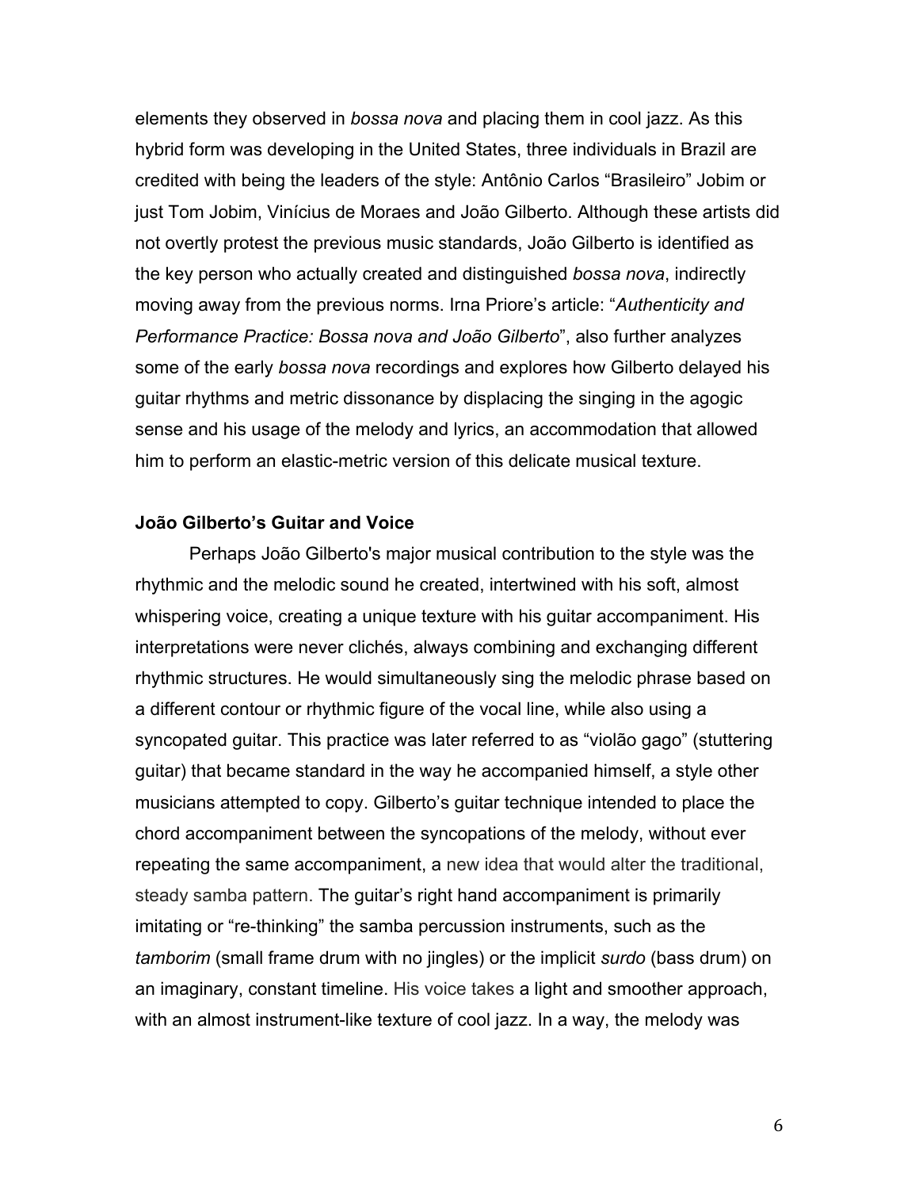elements they observed in *bossa nova* and placing them in cool jazz. As this hybrid form was developing in the United States, three individuals in Brazil are credited with being the leaders of the style: Antônio Carlos "Brasileiro" Jobim or just Tom Jobim, Vinícius de Moraes and João Gilberto. Although these artists did not overtly protest the previous music standards, João Gilberto is identified as the key person who actually created and distinguished *bossa nova*, indirectly moving away from the previous norms. Irna Priore's article: "*Authenticity and Performance Practice: Bossa nova and João Gilberto*", also further analyzes some of the early *bossa nova* recordings and explores how Gilberto delayed his guitar rhythms and metric dissonance by displacing the singing in the agogic sense and his usage of the melody and lyrics, an accommodation that allowed him to perform an elastic-metric version of this delicate musical texture.

**João Gilberto's Guitar and Voice**

Perhaps João Gilberto's major musical contribution to the style was the rhythmic and the melodic sound he created, intertwined with his soft, almost whispering voice, creating a unique texture with his guitar accompaniment. His interpretations were never clichés, always combining and exchanging different rhythmic structures. He would simultaneously sing the melodic phrase based on a different contour or rhythmic figure of the vocal line, while also using a syncopated guitar. This practice was later referred to as "violão gago" (stuttering guitar) that became standard in the way he accompanied himself, a style other musicians attempted to copy. Gilberto's guitar technique intended to place the chord accompaniment between the syncopations of the melody, without ever repeating the same accompaniment, a new idea that would alter the traditional, steady samba pattern. The guitar's right hand accompaniment is primarily imitating or "re-thinking" the samba percussion instruments, such as the *tamborim* (small frame drum with no jingles) or the implicit *surdo* (bass drum) on an imaginary, constant timeline. His voice takes a light and smoother approach, with an almost instrument-like texture of cool jazz. In a way, the melody was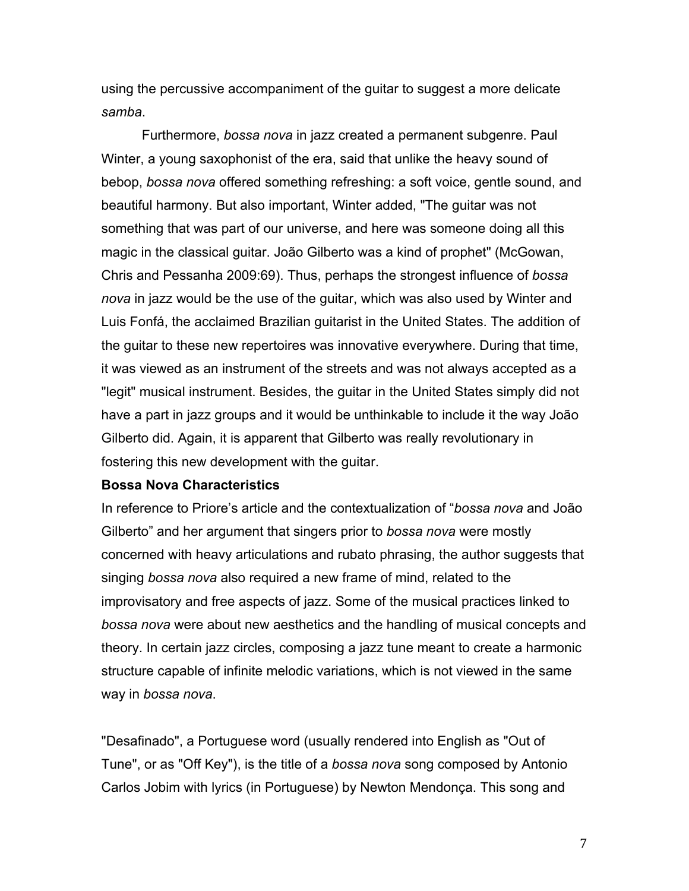using the percussive accompaniment of the guitar to suggest a more delicate *samba*.

Furthermore, *bossa nova* in jazz created a permanent subgenre. Paul Winter, a young saxophonist of the era, said that unlike the heavy sound of bebop, *bossa nova* offered something refreshing: a soft voice, gentle sound, and beautiful harmony. But also important, Winter added, "The guitar was not something that was part of our universe, and here was someone doing all this magic in the classical guitar. João Gilberto was a kind of prophet" (McGowan, Chris and Pessanha 2009:69). Thus, perhaps the strongest influence of *bossa nova* in jazz would be the use of the guitar, which was also used by Winter and Luis Fonfá, the acclaimed Brazilian guitarist in the United States. The addition of the guitar to these new repertoires was innovative everywhere. During that time, it was viewed as an instrument of the streets and was not always accepted as a "legit" musical instrument. Besides, the guitar in the United States simply did not have a part in jazz groups and it would be unthinkable to include it the way João Gilberto did. Again, it is apparent that Gilberto was really revolutionary in fostering this new development with the guitar.

**Bossa Nova Characteristics**

In reference to Priore's article and the contextualization of "*bossa nova* and João Gilberto" and her argument that singers prior to *bossa nova* were mostly concerned with heavy articulations and rubato phrasing, the author suggests that singing *bossa nova* also required a new frame of mind, related to the improvisatory and free aspects of jazz. Some of the musical practices linked to *bossa nova* were about new aesthetics and the handling of musical concepts and theory. In certain jazz circles, composing a jazz tune meant to create a harmonic structure capable of infinite melodic variations, which is not viewed in the same way in *bossa nova*.

"Desafinado", a Portuguese word (usually rendered into English as "Out of Tune", or as "Off Key"), is the title of a *bossa nova* song composed by Antonio Carlos Jobim with lyrics (in Portuguese) by Newton Mendonça. This song and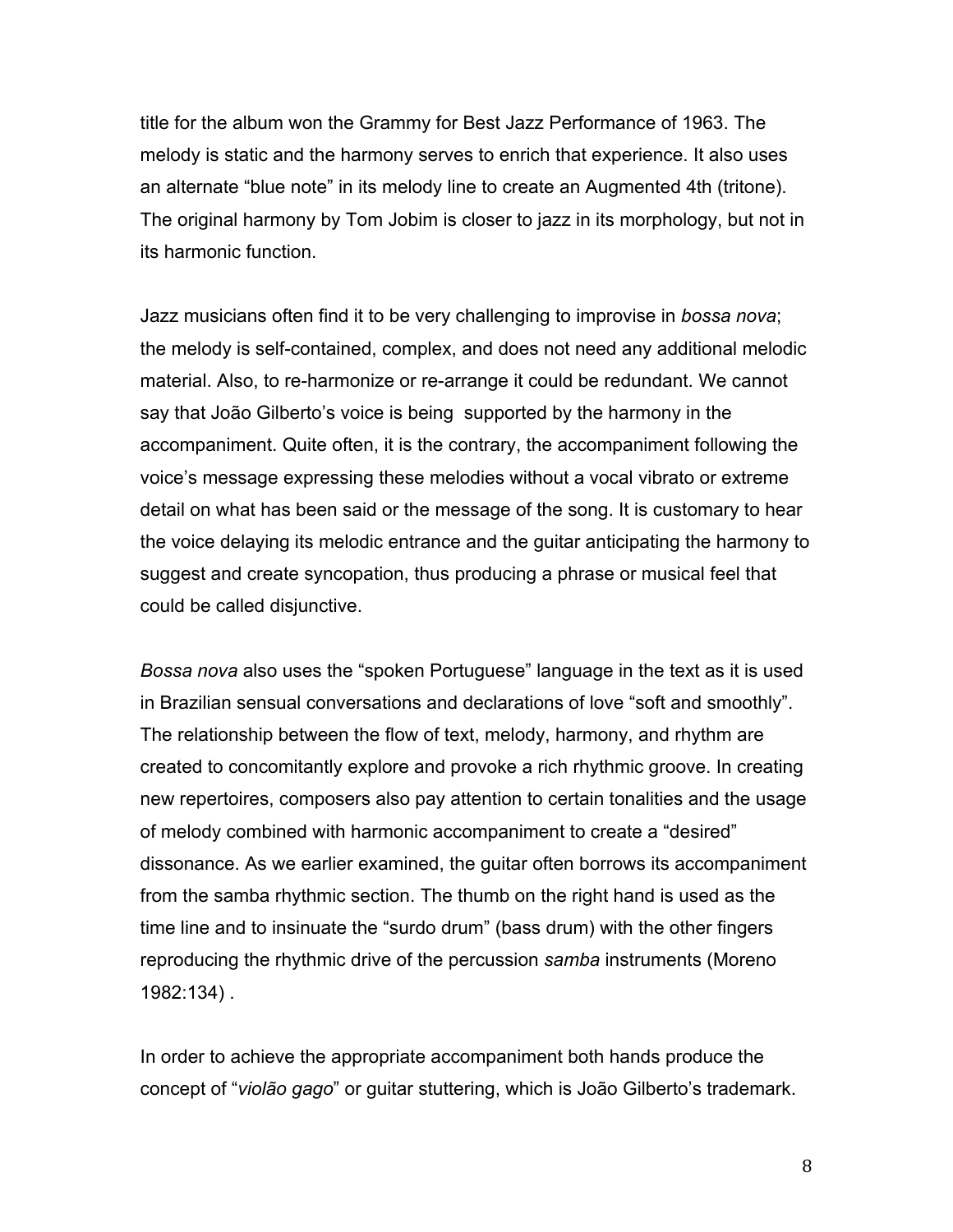title for the album won the Grammy for Best Jazz Performance of 1963. The melody is static and the harmony serves to enrich that experience. It also uses an alternate “blue note” in its melody line to create an Augmented 4th (tritone). The original harmony by Tom Jobim is closer to jazz in its morphology, but not in its harmonic function.

Jazz musicians often find it to be very challenging to improvise in *bossa nova*; the melody is self-contained, complex, and does not need any additional melodic material. Also, to re-harmonize or re-arrange it could be redundant. We cannot say that João Gilberto’s voice is being supported by the harmony in the accompaniment. Quite often, it is the contrary, the accompaniment following the voice’s message expressing these melodies without a vocal vibrato or extreme detail on what has been said or the message of the song. It is customary to hear the voice delaying its melodic entrance and the guitar anticipating the harmony to suggest and create syncopation, thus producing a phrase or musical feel that could be called disjunctive.

*Bossa nova* also uses the “spoken Portuguese” language in the text as it is used in Brazilian sensual conversations and declarations of love “soft and smoothly”. The relationship between the flow of text, melody, harmony, and rhythm are created to concomitantly explore and provoke a rich rhythmic groove. In creating new repertoires, composers also pay attention to certain tonalities and the usage of melody combined with harmonic accompaniment to create a “desired” dissonance. As we earlier examined, the guitar often borrows its accompaniment from the samba rhythmic section. The thumb on the right hand is used as the time line and to insinuate the “surdo drum” (bass drum) with the other fingers reproducing the rhythmic drive of the percussion *samba* instruments (Moreno 1982:134) .

In order to achieve the appropriate accompaniment both hands produce the concept of “*violão gago*” or guitar stuttering, which is João Gilberto’s trademark.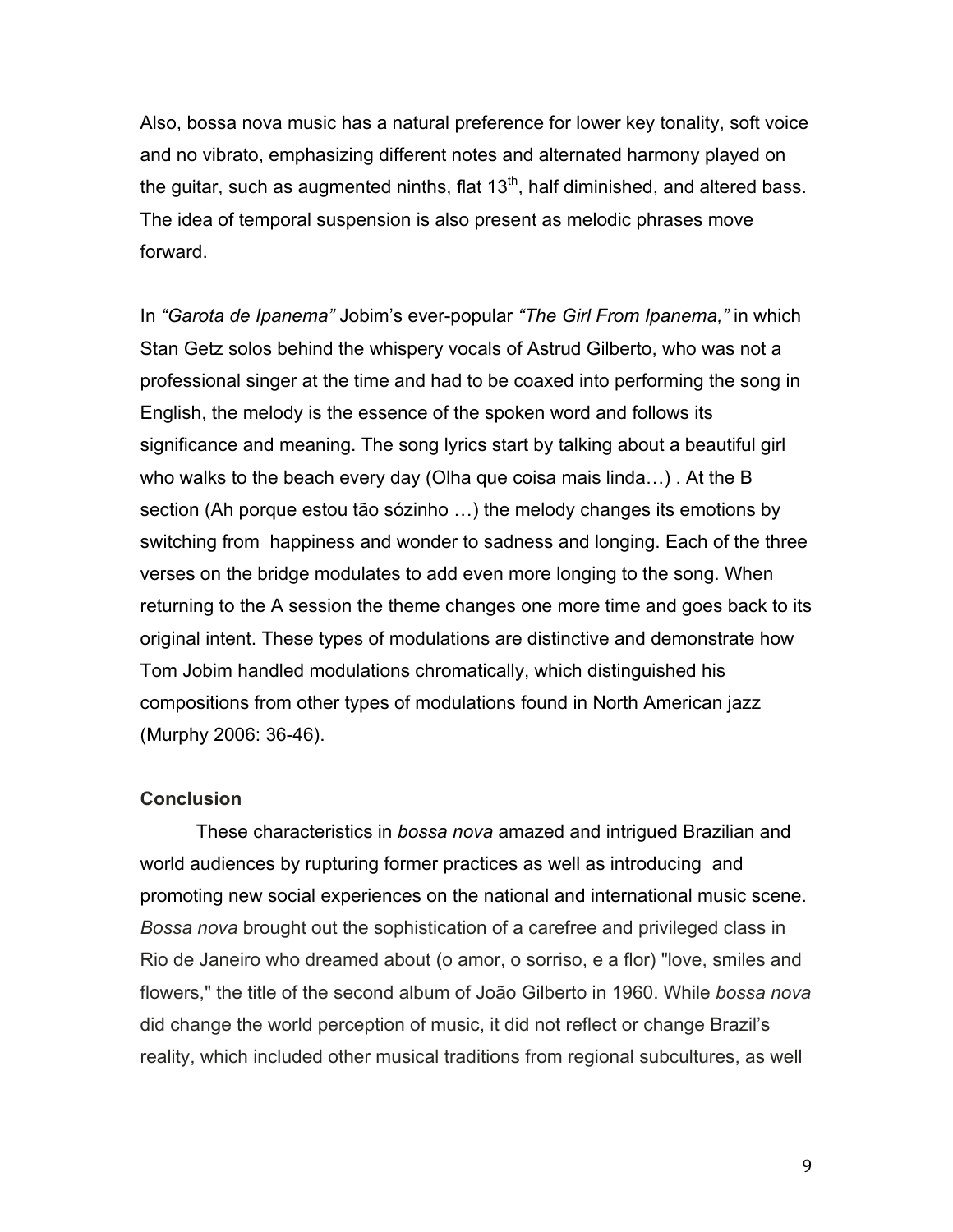Also, bossa nova music has a natural preference for lower key tonality, soft voice and no vibrato, emphasizing different notes and alternated harmony played on the guitar, such as augmented ninths, flat 13$^{th}$, half diminished, and altered bass. The idea of temporal suspension is also present as melodic phrases move forward.

In *"Garota de Ipanema"* Jobim's ever-popular *"The Girl From Ipanema,"* in which Stan Getz solos behind the whispery vocals of Astrud Gilberto, who was not a professional singer at the time and had to be coaxed into performing the song in English, the melody is the essence of the spoken word and follows its significance and meaning. The song lyrics start by talking about a beautiful girl who walks to the beach every day (Olha que coisa mais linda…) . At the B section (Ah porque estou tão sózinho …) the melody changes its emotions by switching from happiness and wonder to sadness and longing. Each of the three verses on the bridge modulates to add even more longing to the song. When returning to the A session the theme changes one more time and goes back to its original intent. These types of modulations are distinctive and demonstrate how Tom Jobim handled modulations chromatically, which distinguished his compositions from other types of modulations found in North American jazz (Murphy 2006: 36-46).

**Conclusion**

These characteristics in *bossa nova* amazed and intrigued Brazilian and world audiences by rupturing former practices as well as introducing and promoting new social experiences on the national and international music scene. *Bossa nova* brought out the sophistication of a carefree and privileged class in Rio de Janeiro who dreamed about (o amor, o sorriso, e a flor) "love, smiles and flowers," the title of the second album of João Gilberto in 1960. While *bossa nova* did change the world perception of music, it did not reflect or change Brazil's reality, which included other musical traditions from regional subcultures, as well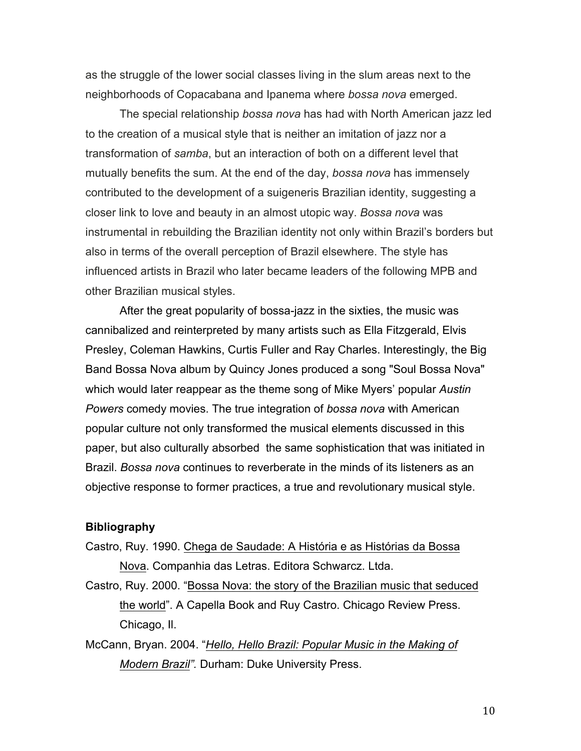as the struggle of the lower social classes living in the slum areas next to the neighborhoods of Copacabana and Ipanema where *bossa nova* emerged.

The special relationship *bossa nova* has had with North American jazz led to the creation of a musical style that is neither an imitation of jazz nor a transformation of *samba*, but an interaction of both on a different level that mutually benefits the sum. At the end of the day, *bossa nova* has immensely contributed to the development of a suigeneris Brazilian identity, suggesting a closer link to love and beauty in an almost utopic way. *Bossa nova* was instrumental in rebuilding the Brazilian identity not only within Brazil's borders but also in terms of the overall perception of Brazil elsewhere. The style has influenced artists in Brazil who later became leaders of the following MPB and other Brazilian musical styles.

After the great popularity of bossa-jazz in the sixties, the music was cannibalized and reinterpreted by many artists such as Ella Fitzgerald, Elvis Presley, Coleman Hawkins, Curtis Fuller and Ray Charles. Interestingly, the Big Band Bossa Nova album by Quincy Jones produced a song "Soul Bossa Nova" which would later reappear as the theme song of Mike Myers' popular *Austin Powers* comedy movies. The true integration of *bossa nova* with American popular culture not only transformed the musical elements discussed in this paper, but also culturally absorbed the same sophistication that was initiated in Brazil. *Bossa nova* continues to reverberate in the minds of its listeners as an objective response to former practices, a true and revolutionary musical style.

**Bibliography**

Castro, Ruy. 1990. Chega de Saudade: A História e as Histórias da Bossa Nova. Companhia das Letras. Editora Schwarcz. Ltda.

Castro, Ruy. 2000. "Bossa Nova: the story of the Brazilian music that seduced the world". A Capella Book and Ruy Castro. Chicago Review Press. Chicago, Il.

McCann, Bryan. 2004. "*Hello, Hello Brazil: Popular Music in the Making of Modern Brazil".* Durham: Duke University Press.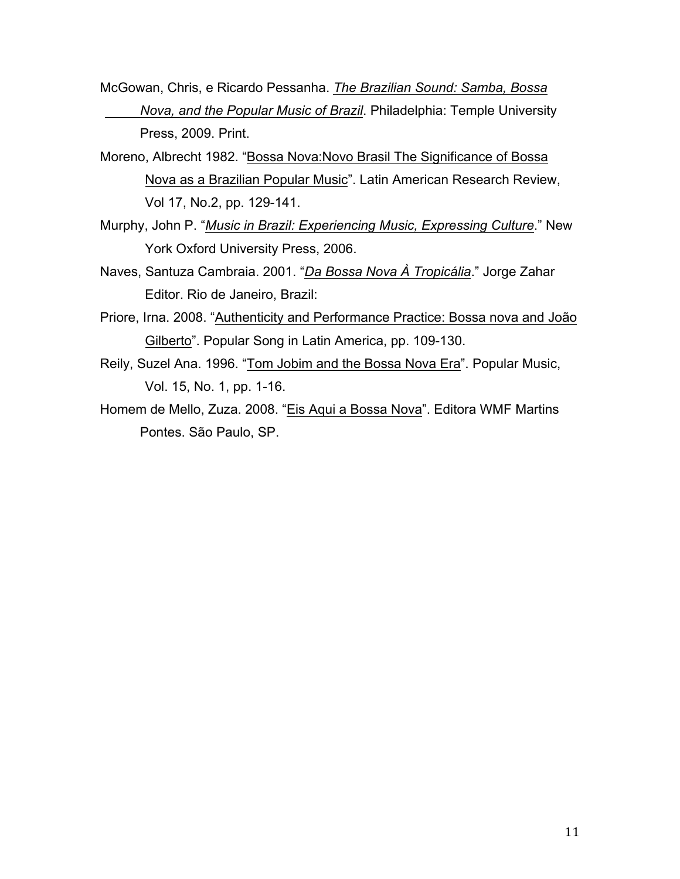McGowan, Chris, e Ricardo Pessanha. *The Brazilian Sound: Samba, Bossa Nova, and the Popular Music of Brazil*. Philadelphia: Temple University Press, 2009. Print.

Moreno, Albrecht 1982. "Bossa Nova:Novo Brasil The Significance of Bossa Nova as a Brazilian Popular Music". Latin American Research Review, Vol 17, No.2, pp. 129-141.

Murphy, John P. "*Music in Brazil: Experiencing Music, Expressing Culture*." New York Oxford University Press, 2006.

Naves, Santuza Cambraia. 2001. "*Da Bossa Nova À Tropicália*." Jorge Zahar Editor. Rio de Janeiro, Brazil:

Priore, Irna. 2008. "Authenticity and Performance Practice: Bossa nova and João Gilberto". Popular Song in Latin America, pp. 109-130.

Reily, Suzel Ana. 1996. "Tom Jobim and the Bossa Nova Era". Popular Music, Vol. 15, No. 1, pp. 1-16.

Homem de Mello, Zuza. 2008. "Eis Aqui a Bossa Nova". Editora WMF Martins Pontes. São Paulo, SP.